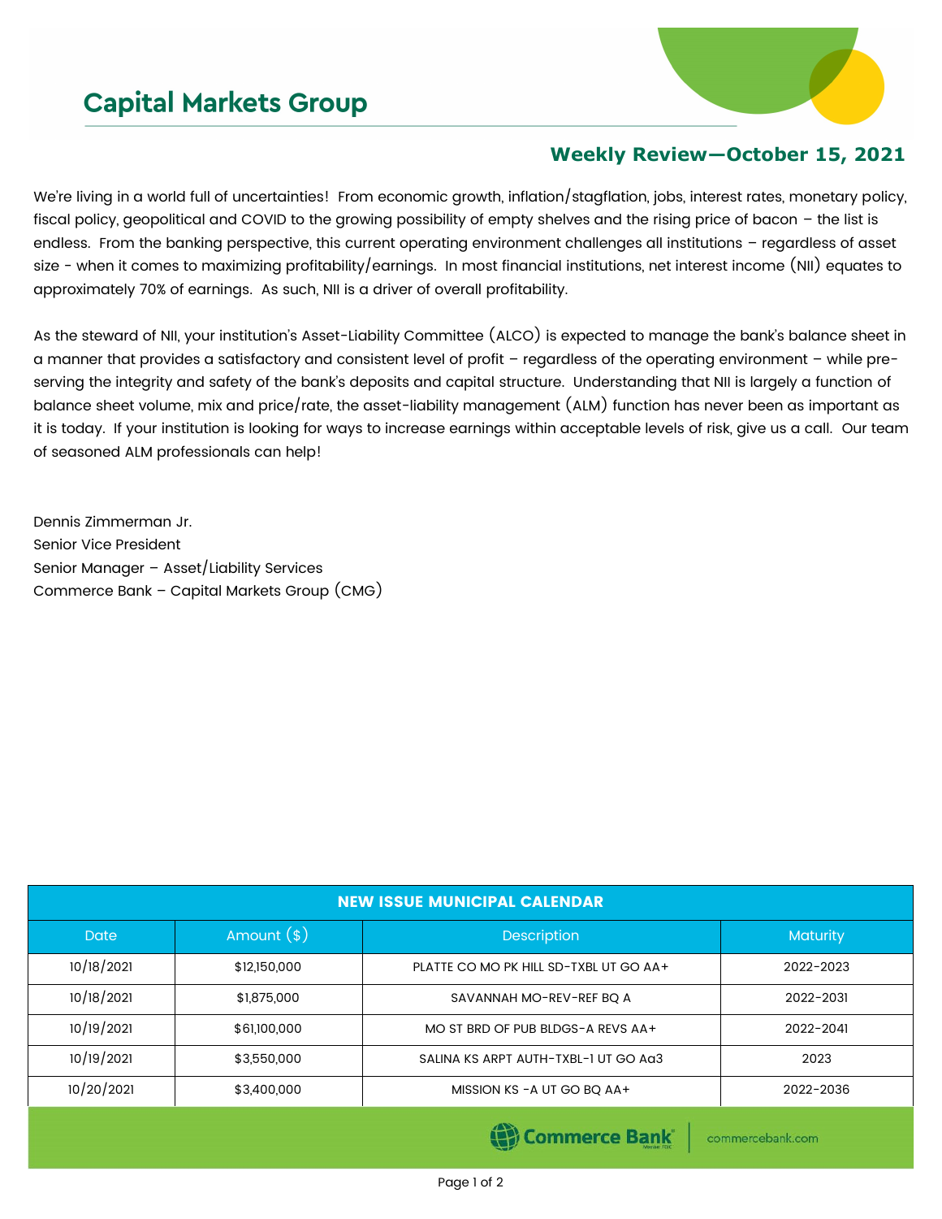# Capital Markets Group

## Weekly Review—October 15, 2021

We're living in a world full of uncertainties! From economic growth, inflation/stagflation, jobs, interest rates, monetary policy, fiscal policy, geopolitical and COVID to the growing possibility of empty shelves and the rising price of bacon – the list is endless. From the banking perspective, this current operating environment challenges all institutions – regardless of asset size - when it comes to maximizing profitability/earnings. In most financial institutions, net interest income (NII) equates to approximately 70% of earnings. As such, NII is a driver of overall profitability.

As the steward of NII, your institution's Asset-Liability Committee (ALCO) is expected to manage the bank's balance sheet in a manner that provides a satisfactory and consistent level of profit – regardless of the operating environment – while preserving the integrity and safety of the bank's deposits and capital structure. Understanding that NII is largely a function of balance sheet volume, mix and price/rate, the asset-liability management (ALM) function has never been as important as it is today. If your institution is looking for ways to increase earnings within acceptable levels of risk, give us a call. Our team of seasoned ALM professionals can help!

Dennis Zimmerman Jr.
Senior Vice President
Senior Manager – Asset/Liability Services
Commerce Bank – Capital Markets Group (CMG)

| NEW ISSUE MUNICIPAL CALENDAR | | | |
|---|---|---|---|
| Date | Amount ($) | Description | Maturity |
| 10/18/2021 | $12,150,000 | PLATTE CO MO PK HILL SD-TXBL UT GO AA+ | 2022-2023 |
| 10/18/2021 | $1,875,000 | SAVANNAH MO-REV-REF BQ A | 2022-2031 |
| 10/19/2021 | $61,100,000 | MO ST BRD OF PUB BLDGS-A REVS AA+ | 2022-2041 |
| 10/19/2021 | $3,550,000 | SALINA KS ARPT AUTH-TXBL-1 UT GO Aa3 | 2023 |
| 10/20/2021 | $3,400,000 | MISSION KS -A UT GO BQ AA+ | 2022-2036 |

Commerce Bank | commercebank.com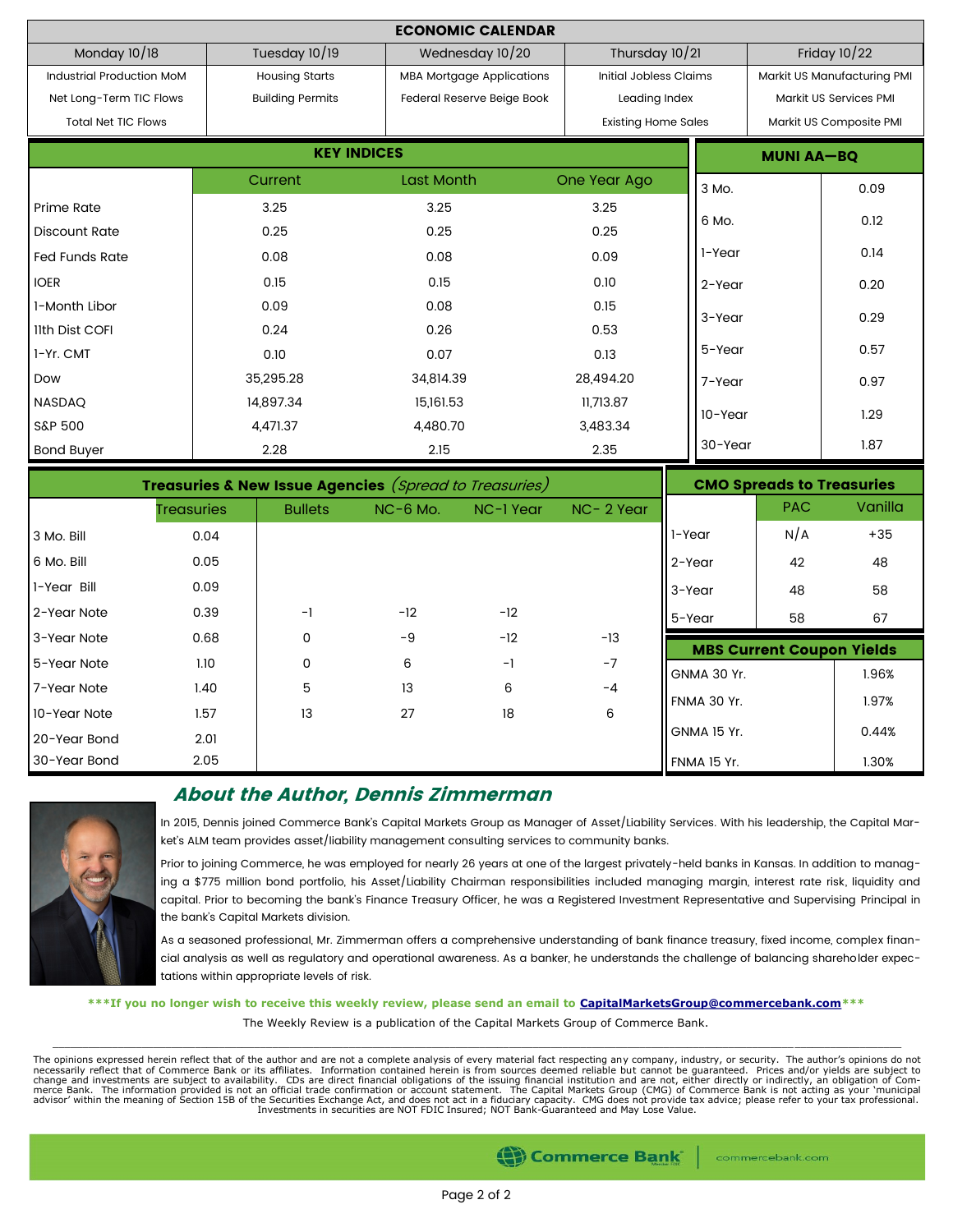## ECONOMIC CALENDAR

| Monday 10/18 | Tuesday 10/19 | Wednesday 10/20 | Thursday 10/21 | Friday 10/22 |
|---|---|---|---|---|
| Industrial Production MoM | Housing Starts | MBA Mortgage Applications | Initial Jobless Claims | Markit US Manufacturing PMI |
| Net Long-Term TIC Flows | Building Permits | Federal Reserve Beige Book | Leading Index | Markit US Services PMI |
| Total Net TIC Flows | | | Existing Home Sales | Markit US Composite PMI |

## KEY INDICES

| | Current | Last Month | One Year Ago |
|---|---|---|---|
| Prime Rate | 3.25 | 3.25 | 3.25 |
| Discount Rate | 0.25 | 0.25 | 0.25 |
| Fed Funds Rate | 0.08 | 0.08 | 0.09 |
| IOER | 0.15 | 0.15 | 0.10 |
| 1-Month Libor | 0.09 | 0.08 | 0.15 |
| 11th Dist COFI | 0.24 | 0.26 | 0.53 |
| 1-Yr. CMT | 0.10 | 0.07 | 0.13 |
| Dow | 35,295.28 | 34,814.39 | 28,494.20 |
| NASDAQ | 14,897.34 | 15,161.53 | 11,713.87 |
| S&P 500 | 4,471.37 | 4,480.70 | 3,483.34 |
| Bond Buyer | 2.28 | 2.15 | 2.35 |

## MUNI AA—BQ

| | |
|---|---|
| 3 Mo. | 0.09 |
| 6 Mo. | 0.12 |
| 1-Year | 0.14 |
| 2-Year | 0.20 |
| 3-Year | 0.29 |
| 5-Year | 0.57 |
| 7-Year | 0.97 |
| 10-Year | 1.29 |
| 30-Year | 1.87 |

## Treasuries & New Issue Agencies *(Spread to Treasuries)*

| | Treasuries | Bullets | NC-6 Mo. | NC-1 Year | NC- 2 Year |
|---|---|---|---|---|---|
| 3 Mo. Bill | 0.04 | | | | |
| 6 Mo. Bill | 0.05 | | | | |
| 1-Year Bill | 0.09 | | | | |
| 2-Year Note | 0.39 | -1 | -12 | -12 | |
| 3-Year Note | 0.68 | 0 | -9 | -12 | -13 |
| 5-Year Note | 1.10 | 0 | 6 | -1 | -7 |
| 7-Year Note | 1.40 | 5 | 13 | 6 | -4 |
| 10-Year Note | 1.57 | 13 | 27 | 18 | 6 |
| 20-Year Bond | 2.01 | | | | |
| 30-Year Bond | 2.05 | | | | |

## CMO Spreads to Treasuries

| | PAC | Vanilla |
|---|---|---|
| 1-Year | N/A | +35 |
| 2-Year | 42 | 48 |
| 3-Year | 48 | 58 |
| 5-Year | 58 | 67 |

## MBS Current Coupon Yields

| | |
|---|---|
| GNMA 30 Yr. | 1.96% |
| FNMA 30 Yr. | 1.97% |
| GNMA 15 Yr. | 0.44% |
| FNMA 15 Yr. | 1.30% |

## *About the Author, Dennis Zimmerman*

In 2015, Dennis joined Commerce Bank's Capital Markets Group as Manager of Asset/Liability Services. With his leadership, the Capital Market's ALM team provides asset/liability management consulting services to community banks.

Prior to joining Commerce, he was employed for nearly 26 years at one of the largest privately-held banks in Kansas. In addition to managing a $775 million bond portfolio, his Asset/Liability Chairman responsibilities included managing margin, interest rate risk, liquidity and capital. Prior to becoming the bank's Finance Treasury Officer, he was a Registered Investment Representative and Supervising Principal in the bank's Capital Markets division.

As a seasoned professional, Mr. Zimmerman offers a comprehensive understanding of bank finance treasury, fixed income, complex financial analysis as well as regulatory and operational awareness. As a banker, he understands the challenge of balancing shareholder expectations within appropriate levels of risk.

**\*\*\*If you no longer wish to receive this weekly review, please send an email to CapitalMarketsGroup@commercebank.com\*\*\***

The Weekly Review is a publication of the Capital Markets Group of Commerce Bank.

The opinions expressed herein reflect that of the author and are not a complete analysis of every material fact respecting any company, industry, or security. The author's opinions do not necessarily reflect that of Commerce Bank or its affiliates. Information contained herein is from sources deemed reliable but cannot be guaranteed. Prices and/or yields are subject to change and investments are subject to availability. CDs are direct financial obligations of the issuing financial institution and are not, either directly or indirectly, an obligation of Commerce Bank. The information provided is not an official trade confirmation or account statement. The Capital Markets Group (CMG) of Commerce Bank is not acting as your 'municipal advisor' within the meaning of Section 15B of the Securities Exchange Act, and does not act in a fiduciary capacity. CMG does not provide tax advice; please refer to your tax professional. Investments in securities are NOT FDIC Insured; NOT Bank-Guaranteed and May Lose Value.

Commerce Bank | commercebank.com